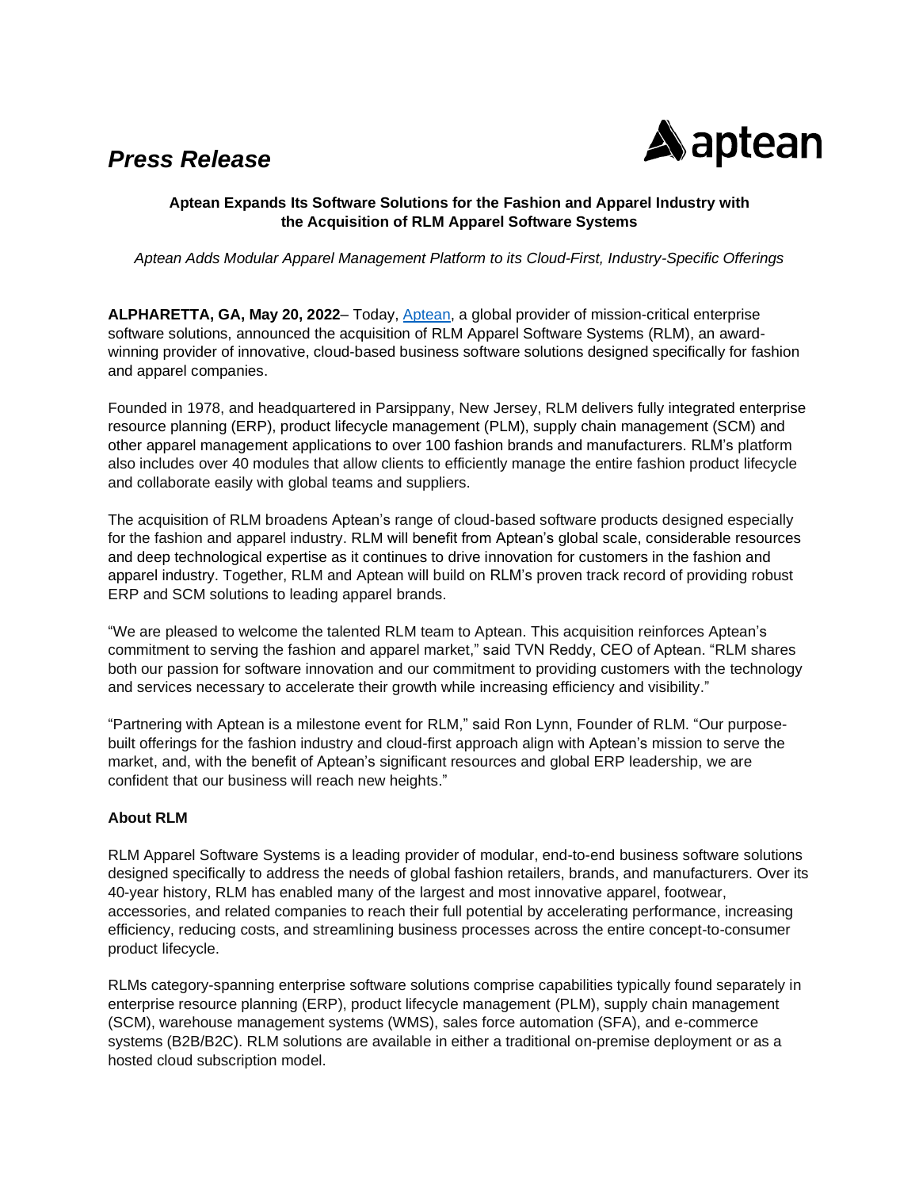# *Press Release*

aptean

**Aptean Expands Its Software Solutions for the Fashion and Apparel Industry with the Acquisition of RLM Apparel Software Systems**

*Aptean Adds Modular Apparel Management Platform to its Cloud-First, Industry-Specific Offerings*

**ALPHARETTA, GA, May 20, 2022**– Today, [Aptean](), a global provider of mission-critical enterprise software solutions, announced the acquisition of RLM Apparel Software Systems (RLM), an award-winning provider of innovative, cloud-based business software solutions designed specifically for fashion and apparel companies.

Founded in 1978, and headquartered in Parsippany, New Jersey, RLM delivers fully integrated enterprise resource planning (ERP), product lifecycle management (PLM), supply chain management (SCM) and other apparel management applications to over 100 fashion brands and manufacturers. RLM's platform also includes over 40 modules that allow clients to efficiently manage the entire fashion product lifecycle and collaborate easily with global teams and suppliers.

The acquisition of RLM broadens Aptean's range of cloud-based software products designed especially for the fashion and apparel industry. RLM will benefit from Aptean's global scale, considerable resources and deep technological expertise as it continues to drive innovation for customers in the fashion and apparel industry. Together, RLM and Aptean will build on RLM's proven track record of providing robust ERP and SCM solutions to leading apparel brands.

"We are pleased to welcome the talented RLM team to Aptean. This acquisition reinforces Aptean's commitment to serving the fashion and apparel market," said TVN Reddy, CEO of Aptean. "RLM shares both our passion for software innovation and our commitment to providing customers with the technology and services necessary to accelerate their growth while increasing efficiency and visibility."

"Partnering with Aptean is a milestone event for RLM," said Ron Lynn, Founder of RLM. "Our purpose-built offerings for the fashion industry and cloud-first approach align with Aptean's mission to serve the market, and, with the benefit of Aptean's significant resources and global ERP leadership, we are confident that our business will reach new heights."

**About RLM**

RLM Apparel Software Systems is a leading provider of modular, end-to-end business software solutions designed specifically to address the needs of global fashion retailers, brands, and manufacturers. Over its 40-year history, RLM has enabled many of the largest and most innovative apparel, footwear, accessories, and related companies to reach their full potential by accelerating performance, increasing efficiency, reducing costs, and streamlining business processes across the entire concept-to-consumer product lifecycle.

RLMs category-spanning enterprise software solutions comprise capabilities typically found separately in enterprise resource planning (ERP), product lifecycle management (PLM), supply chain management (SCM), warehouse management systems (WMS), sales force automation (SFA), and e-commerce systems (B2B/B2C). RLM solutions are available in either a traditional on-premise deployment or as a hosted cloud subscription model.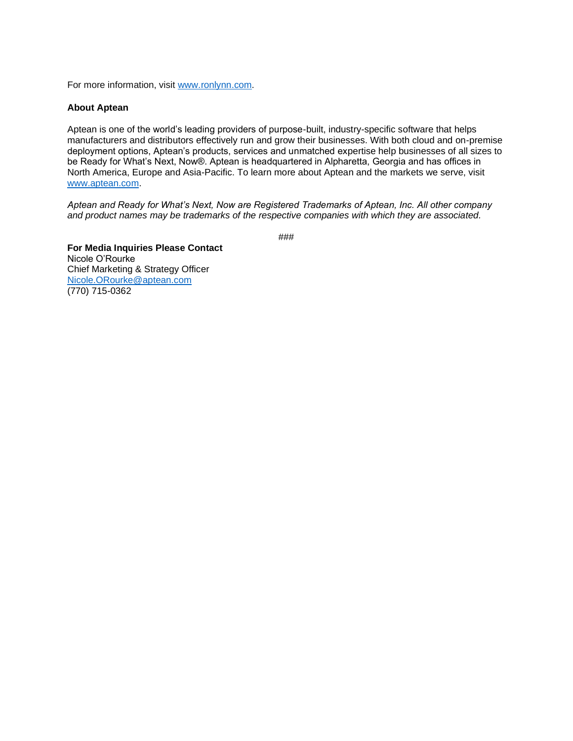For more information, visit www.ronlynn.com.

**About Aptean**

Aptean is one of the world's leading providers of purpose-built, industry-specific software that helps manufacturers and distributors effectively run and grow their businesses. With both cloud and on-premise deployment options, Aptean's products, services and unmatched expertise help businesses of all sizes to be Ready for What's Next, Now®. Aptean is headquartered in Alpharetta, Georgia and has offices in North America, Europe and Asia-Pacific. To learn more about Aptean and the markets we serve, visit www.aptean.com.

*Aptean and Ready for What's Next, Now are Registered Trademarks of Aptean, Inc. All other company and product names may be trademarks of the respective companies with which they are associated.*

###

**For Media Inquiries Please Contact**
Nicole O'Rourke
Chief Marketing & Strategy Officer
Nicole.ORourke@aptean.com
(770) 715-0362